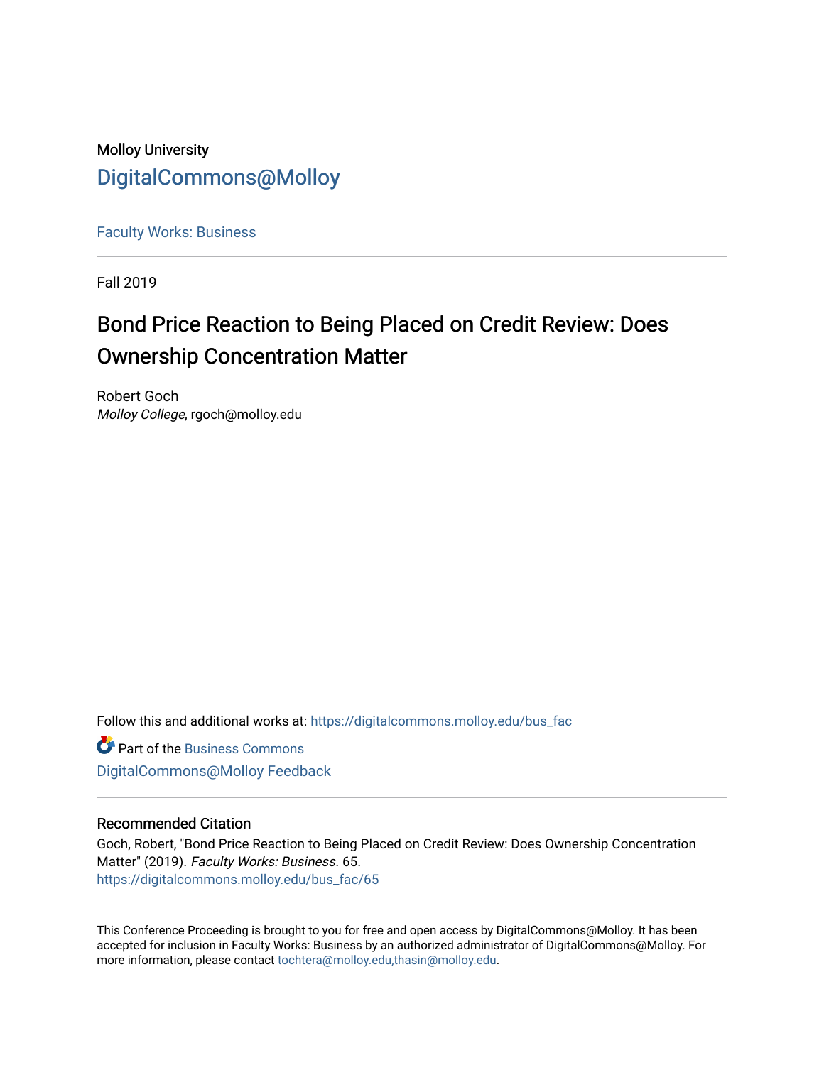Molloy University

DigitalCommons@Molloy

Faculty Works: Business

Fall 2019

# Bond Price Reaction to Being Placed on Credit Review: Does Ownership Concentration Matter

Robert Goch

*Molloy College*, rgoch@molloy.edu

Follow this and additional works at: https://digitalcommons.molloy.edu/bus_fac

Part of the Business Commons

DigitalCommons@Molloy Feedback

## Recommended Citation

Goch, Robert, "Bond Price Reaction to Being Placed on Credit Review: Does Ownership Concentration Matter" (2019). *Faculty Works: Business*. 65.
https://digitalcommons.molloy.edu/bus_fac/65

This Conference Proceeding is brought to you for free and open access by DigitalCommons@Molloy. It has been accepted for inclusion in Faculty Works: Business by an authorized administrator of DigitalCommons@Molloy. For more information, please contact tochtera@molloy.edu,thasin@molloy.edu.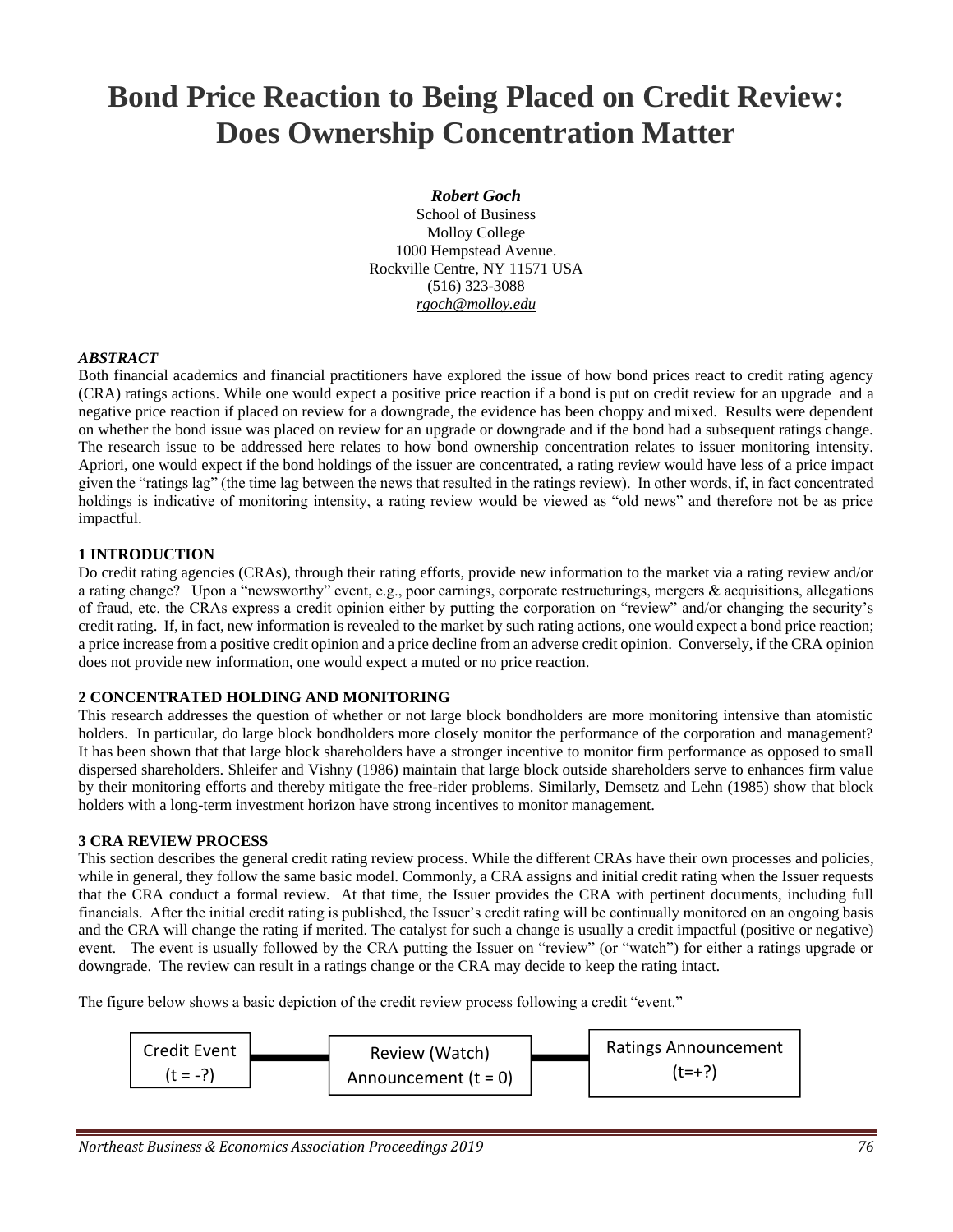# Bond Price Reaction to Being Placed on Credit Review: Does Ownership Concentration Matter

***Robert Goch***
School of Business
Molloy College
1000 Hempstead Avenue.
Rockville Centre, NY 11571 USA
(516) 323-3088
*rgoch@molloy.edu*

### *ABSTRACT*

Both financial academics and financial practitioners have explored the issue of how bond prices react to credit rating agency (CRA) ratings actions. While one would expect a positive price reaction if a bond is put on credit review for an upgrade and a negative price reaction if placed on review for a downgrade, the evidence has been choppy and mixed. Results were dependent on whether the bond issue was placed on review for an upgrade or downgrade and if the bond had a subsequent ratings change. The research issue to be addressed here relates to how bond ownership concentration relates to issuer monitoring intensity. Apriori, one would expect if the bond holdings of the issuer are concentrated, a rating review would have less of a price impact given the "ratings lag" (the time lag between the news that resulted in the ratings review). In other words, if, in fact concentrated holdings is indicative of monitoring intensity, a rating review would be viewed as "old news" and therefore not be as price impactful.

### 1 INTRODUCTION

Do credit rating agencies (CRAs), through their rating efforts, provide new information to the market via a rating review and/or a rating change? Upon a "newsworthy" event, e.g., poor earnings, corporate restructurings, mergers & acquisitions, allegations of fraud, etc. the CRAs express a credit opinion either by putting the corporation on "review" and/or changing the security's credit rating. If, in fact, new information is revealed to the market by such rating actions, one would expect a bond price reaction; a price increase from a positive credit opinion and a price decline from an adverse credit opinion. Conversely, if the CRA opinion does not provide new information, one would expect a muted or no price reaction.

### 2 CONCENTRATED HOLDING AND MONITORING

This research addresses the question of whether or not large block bondholders are more monitoring intensive than atomistic holders. In particular, do large block bondholders more closely monitor the performance of the corporation and management? It has been shown that that large block shareholders have a stronger incentive to monitor firm performance as opposed to small dispersed shareholders. Shleifer and Vishny (1986) maintain that large block outside shareholders serve to enhances firm value by their monitoring efforts and thereby mitigate the free-rider problems. Similarly, Demsetz and Lehn (1985) show that block holders with a long-term investment horizon have strong incentives to monitor management.

### 3 CRA REVIEW PROCESS

This section describes the general credit rating review process. While the different CRAs have their own processes and policies, while in general, they follow the same basic model. Commonly, a CRA assigns and initial credit rating when the Issuer requests that the CRA conduct a formal review. At that time, the Issuer provides the CRA with pertinent documents, including full financials. After the initial credit rating is published, the Issuer's credit rating will be continually monitored on an ongoing basis and the CRA will change the rating if merited. The catalyst for such a change is usually a credit impactful (positive or negative) event. The event is usually followed by the CRA putting the Issuer on "review" (or "watch") for either a ratings upgrade or downgrade. The review can result in a ratings change or the CRA may decide to keep the rating intact.

The figure below shows a basic depiction of the credit review process following a credit "event."

Credit Event (t = -?) — Review (Watch) Announcement (t = 0) — Ratings Announcement (t=+?)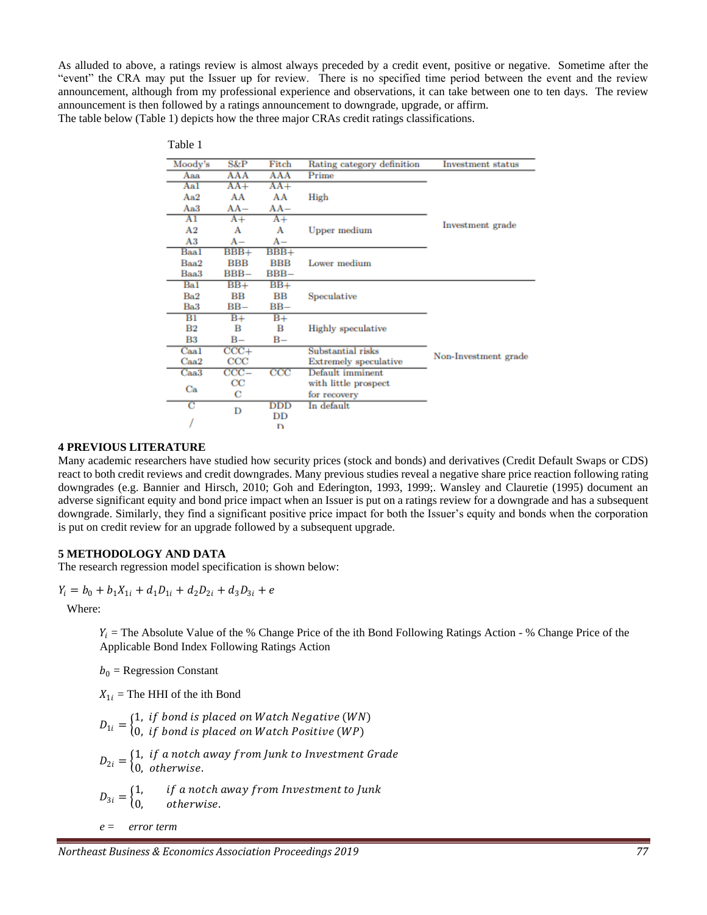As alluded to above, a ratings review is almost always preceded by a credit event, positive or negative. Sometime after the "event" the CRA may put the Issuer up for review. There is no specified time period between the event and the review announcement, although from my professional experience and observations, it can take between one to ten days. The review announcement is then followed by a ratings announcement to downgrade, upgrade, or affirm.
The table below (Table 1) depicts how the three major CRAs credit ratings classifications.

Table 1

| Moody's | S&P | Fitch | Rating category definition | Investment status |
|---|---|---|---|---|
| Aaa | AAA | AAA | Prime | Investment grade |
| Aa1 | AA+ | AA+ | High | |
| Aa2 | AA | AA | | |
| Aa3 | AA− | AA− | | |
| A1 | A+ | A+ | Upper medium | |
| A2 | A | A | | |
| A3 | A− | A− | | |
| Baa1 | BBB+ | BBB+ | Lower medium | |
| Baa2 | BBB | BBB | | |
| Baa3 | BBB− | BBB− | | |
| Ba1 | BB+ | BB+ | Speculative | Non-Investment grade |
| Ba2 | BB | BB | | |
| Ba3 | BB− | BB− | | |
| B1 | B+ | B+ | Highly speculative | |
| B2 | B | B | | |
| B3 | B− | B− | | |
| Caa1 | CCC+ | | Substantial risks | |
| Caa2 | CCC | | Extremely speculative | |
| Caa3 | CCC− | CCC | Default imminent with little prospect for recovery | |
| Ca | CC | | | |
| | C | | | |
| C | D | DDD | In default | |
| | | DD | | |
| / | | D | | |

## 4 PREVIOUS LITERATURE

Many academic researchers have studied how security prices (stock and bonds) and derivatives (Credit Default Swaps or CDS) react to both credit reviews and credit downgrades. Many previous studies reveal a negative share price reaction following rating downgrades (e.g. Bannier and Hirsch, 2010; Goh and Ederington, 1993, 1999;. Wansley and Clauretie (1995) document an adverse significant equity and bond price impact when an Issuer is put on a ratings review for a downgrade and has a subsequent downgrade. Similarly, they find a significant positive price impact for both the Issuer's equity and bonds when the corporation is put on credit review for an upgrade followed by a subsequent upgrade.

## 5 METHODOLOGY AND DATA

The research regression model specification is shown below:

$$Y_i = b_0 + b_1X_{1i} + d_1D_{1i} + d_2D_{2i} + d_3D_{3i} + e$$

Where:

$Y_i$ = The Absolute Value of the % Change Price of the ith Bond Following Ratings Action - % Change Price of the Applicable Bond Index Following Ratings Action

$b_0$ = Regression Constant

$X_{1i}$ = The HHI of the ith Bond

$$D_{1i} = \begin{cases} 1, & \text{if bond is placed on Watch Negative (WN)} \\ 0, & \text{if bond is placed on Watch Positive (WP)} \end{cases}$$

$$D_{2i} = \begin{cases} 1, & \text{if a notch away from Junk to Investment Grade} \\ 0, & \text{otherwise.} \end{cases}$$

$$D_{3i} = \begin{cases} 1, & \text{if a notch away from Investment to Junk} \\ 0, & \text{otherwise.} \end{cases}$$

$e$ = *error term*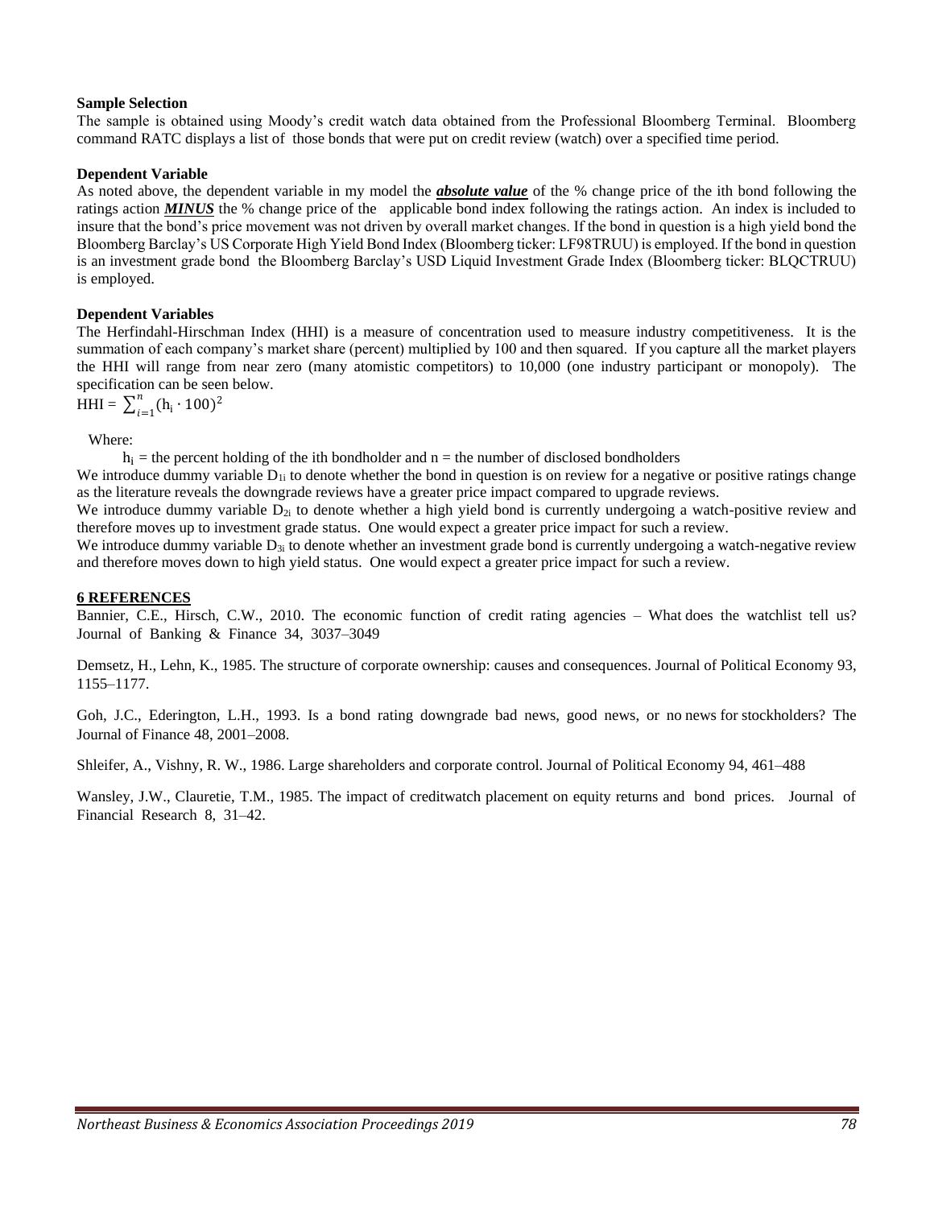**Sample Selection**

The sample is obtained using Moody's credit watch data obtained from the Professional Bloomberg Terminal. Bloomberg command RATC displays a list of those bonds that were put on credit review (watch) over a specified time period.

**Dependent Variable**

As noted above, the dependent variable in my model the ***absolute value*** of the % change price of the ith bond following the ratings action ***MINUS*** the % change price of the applicable bond index following the ratings action. An index is included to insure that the bond's price movement was not driven by overall market changes. If the bond in question is a high yield bond the Bloomberg Barclay's US Corporate High Yield Bond Index (Bloomberg ticker: LF98TRUU) is employed. If the bond in question is an investment grade bond the Bloomberg Barclay's USD Liquid Investment Grade Index (Bloomberg ticker: BLQCTRUU) is employed.

**Dependent Variables**

The Herfindahl-Hirschman Index (HHI) is a measure of concentration used to measure industry competitiveness. It is the summation of each company's market share (percent) multiplied by 100 and then squared. If you capture all the market players the HHI will range from near zero (many atomistic competitors) to 10,000 (one industry participant or monopoly). The specification can be seen below.

$$\text{HHI} = \sum_{i=1}^{n} (h_i \cdot 100)^2$$

Where:

$h_i$ = the percent holding of the ith bondholder and n = the number of disclosed bondholders

We introduce dummy variable $D_{1i}$ to denote whether the bond in question is on review for a negative or positive ratings change as the literature reveals the downgrade reviews have a greater price impact compared to upgrade reviews.

We introduce dummy variable $D_{2i}$ to denote whether a high yield bond is currently undergoing a watch-positive review and therefore moves up to investment grade status. One would expect a greater price impact for such a review.

We introduce dummy variable $D_{3i}$ to denote whether an investment grade bond is currently undergoing a watch-negative review and therefore moves down to high yield status. One would expect a greater price impact for such a review.

## 6 REFERENCES

Bannier, C.E., Hirsch, C.W., 2010. The economic function of credit rating agencies – What does the watchlist tell us? Journal of Banking & Finance 34, 3037–3049

Demsetz, H., Lehn, K., 1985. The structure of corporate ownership: causes and consequences. Journal of Political Economy 93, 1155–1177.

Goh, J.C., Ederington, L.H., 1993. Is a bond rating downgrade bad news, good news, or no news for stockholders? The Journal of Finance 48, 2001–2008.

Shleifer, A., Vishny, R. W., 1986. Large shareholders and corporate control. Journal of Political Economy 94, 461–488

Wansley, J.W., Clauretie, T.M., 1985. The impact of creditwatch placement on equity returns and bond prices. Journal of Financial Research 8, 31–42.